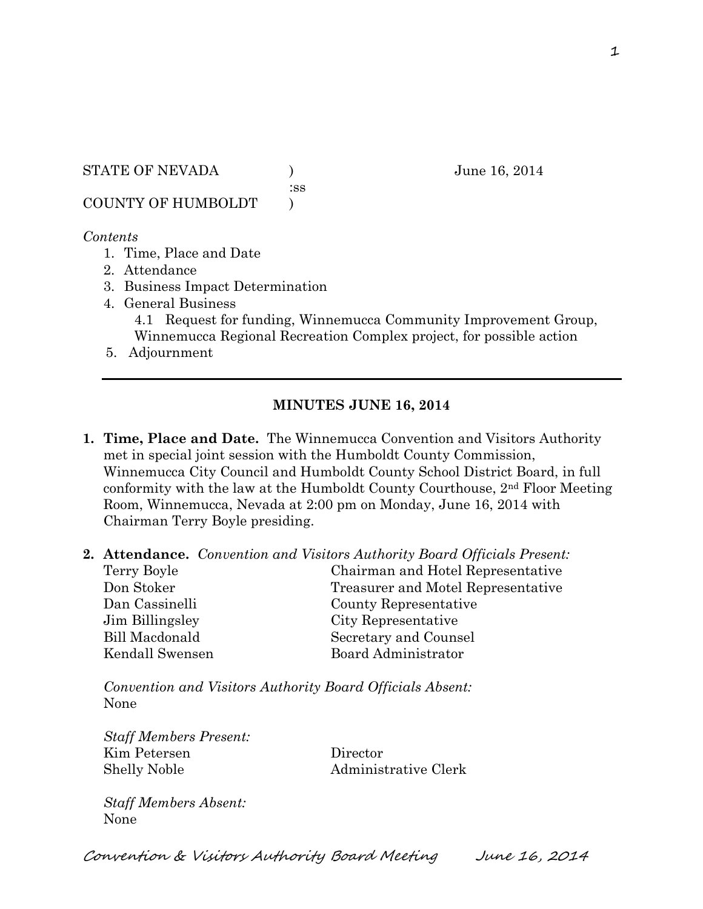STATE OF NEVADA ) June 16, 2014
:ss
COUNTY OF HUMBOLDT )

*Contents*

1. Time, Place and Date
2. Attendance
3. Business Impact Determination
4. General Business
   - 4.1 Request for funding, Winnemucca Community Improvement Group, Winnemucca Regional Recreation Complex project, for possible action
5. Adjournment

---

## MINUTES JUNE 16, 2014

1. **Time, Place and Date.** The Winnemucca Convention and Visitors Authority met in special joint session with the Humboldt County Commission, Winnemucca City Council and Humboldt County School District Board, in full conformity with the law at the Humboldt County Courthouse, 2nd Floor Meeting Room, Winnemucca, Nevada at 2:00 pm on Monday, June 16, 2014 with Chairman Terry Boyle presiding.

2. **Attendance.** *Convention and Visitors Authority Board Officials Present:*

| | |
|---|---|
| Terry Boyle | Chairman and Hotel Representative |
| Don Stoker | Treasurer and Motel Representative |
| Dan Cassinelli | County Representative |
| Jim Billingsley | City Representative |
| Bill Macdonald | Secretary and Counsel |
| Kendall Swensen | Board Administrator |

*Convention and Visitors Authority Board Officials Absent:*
None

*Staff Members Present:*

| | |
|---|---|
| Kim Petersen | Director |
| Shelly Noble | Administrative Clerk |

*Staff Members Absent:*
None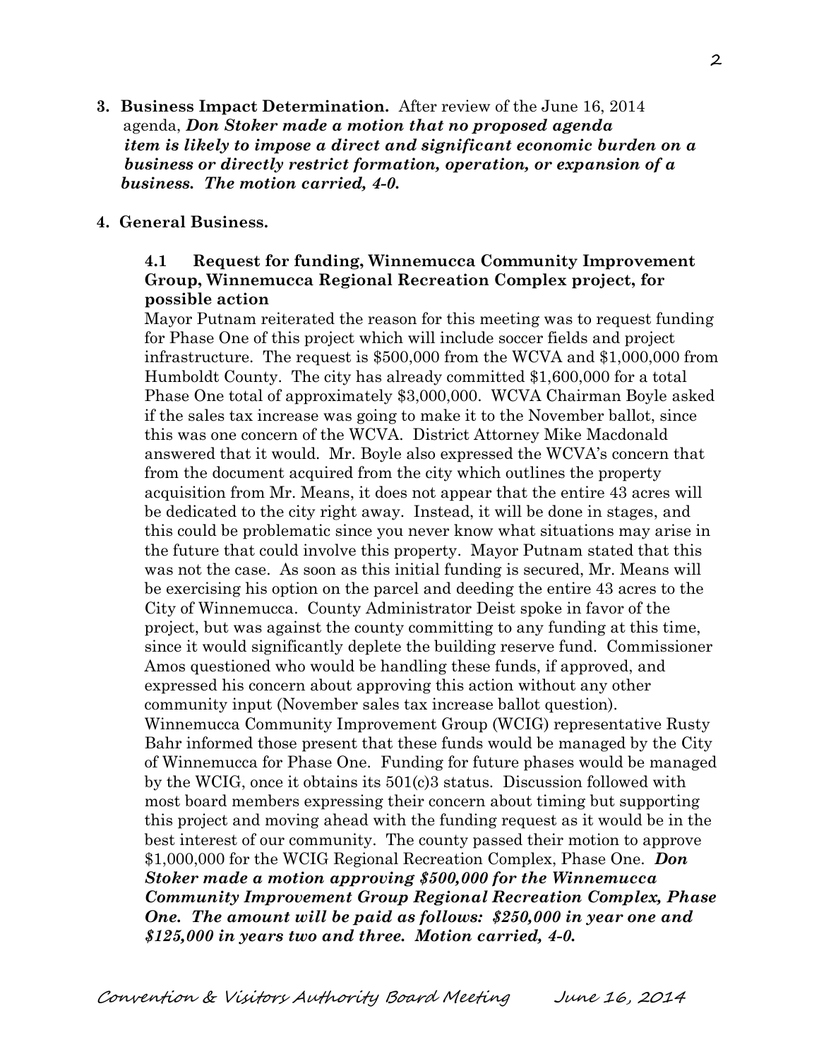**3. Business Impact Determination.** After review of the June 16, 2014 agenda, ***Don Stoker made a motion that no proposed agenda item is likely to impose a direct and significant economic burden on a business or directly restrict formation, operation, or expansion of a business. The motion carried, 4-0.***

**4. General Business.**

**4.1 Request for funding, Winnemucca Community Improvement Group, Winnemucca Regional Recreation Complex project, for possible action**

Mayor Putnam reiterated the reason for this meeting was to request funding for Phase One of this project which will include soccer fields and project infrastructure. The request is $500,000 from the WCVA and $1,000,000 from Humboldt County. The city has already committed $1,600,000 for a total Phase One total of approximately $3,000,000. WCVA Chairman Boyle asked if the sales tax increase was going to make it to the November ballot, since this was one concern of the WCVA. District Attorney Mike Macdonald answered that it would. Mr. Boyle also expressed the WCVA's concern that from the document acquired from the city which outlines the property acquisition from Mr. Means, it does not appear that the entire 43 acres will be dedicated to the city right away. Instead, it will be done in stages, and this could be problematic since you never know what situations may arise in the future that could involve this property. Mayor Putnam stated that this was not the case. As soon as this initial funding is secured, Mr. Means will be exercising his option on the parcel and deeding the entire 43 acres to the City of Winnemucca. County Administrator Deist spoke in favor of the project, but was against the county committing to any funding at this time, since it would significantly deplete the building reserve fund. Commissioner Amos questioned who would be handling these funds, if approved, and expressed his concern about approving this action without any other community input (November sales tax increase ballot question). Winnemucca Community Improvement Group (WCIG) representative Rusty Bahr informed those present that these funds would be managed by the City of Winnemucca for Phase One. Funding for future phases would be managed by the WCIG, once it obtains its 501(c)3 status. Discussion followed with most board members expressing their concern about timing but supporting this project and moving ahead with the funding request as it would be in the best interest of our community. The county passed their motion to approve $1,000,000 for the WCIG Regional Recreation Complex, Phase One. ***Don Stoker made a motion approving $500,000 for the Winnemucca Community Improvement Group Regional Recreation Complex, Phase One. The amount will be paid as follows: $250,000 in year one and $125,000 in years two and three. Motion carried, 4-0.***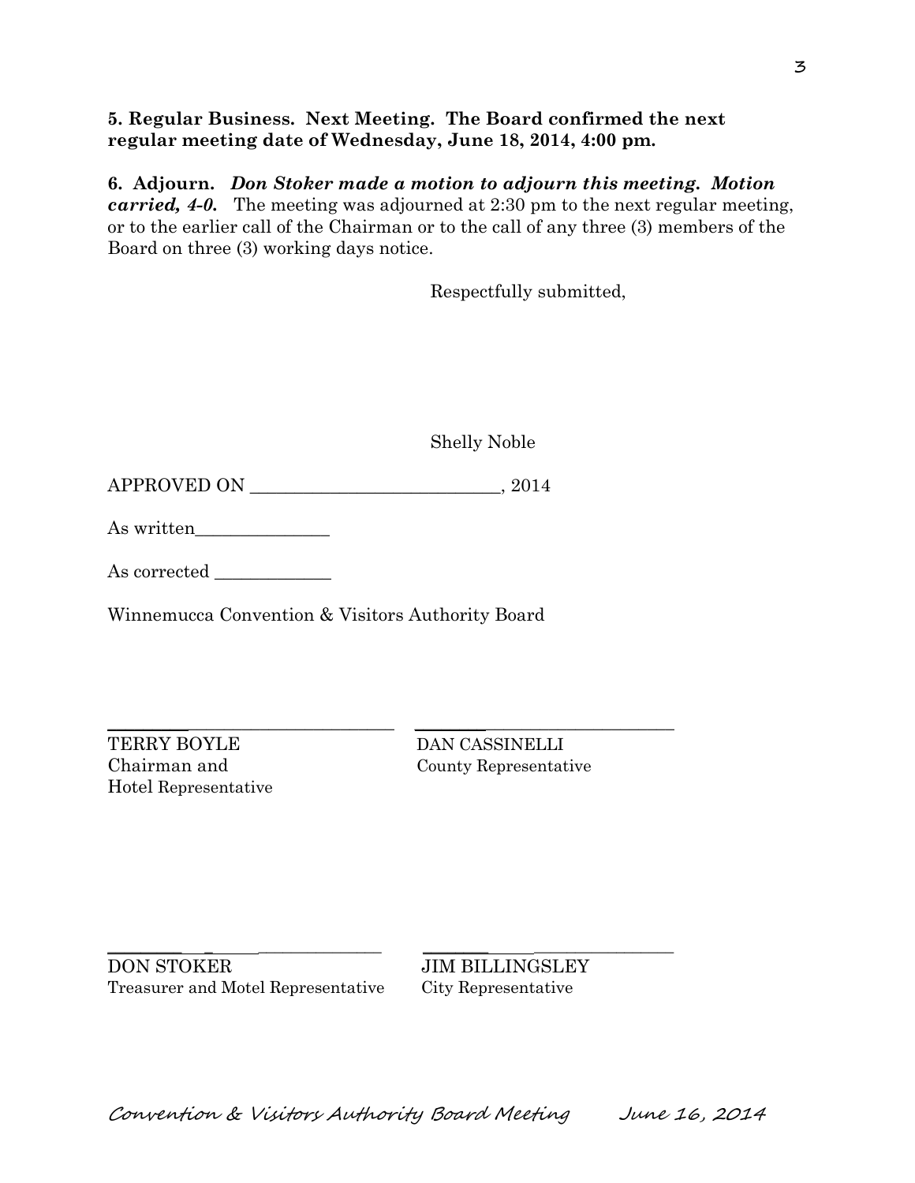**5. Regular Business. Next Meeting. The Board confirmed the next regular meeting date of Wednesday, June 18, 2014, 4:00 pm.**

**6. Adjourn.** ***Don Stoker made a motion to adjourn this meeting. Motion carried, 4-0.*** The meeting was adjourned at 2:30 pm to the next regular meeting, or to the earlier call of the Chairman or to the call of any three (3) members of the Board on three (3) working days notice.

Respectfully submitted,

Shelly Noble

APPROVED ON ____________________________, 2014

As written_______________

As corrected _____________

Winnemucca Convention & Visitors Authority Board

_______________________________ _______________________________

TERRY BOYLE
Chairman and
Hotel Representative

DAN CASSINELLI
County Representative

_______________________________ _______________________________

DON STOKER
Treasurer and Motel Representative

JIM BILLINGSLEY
City Representative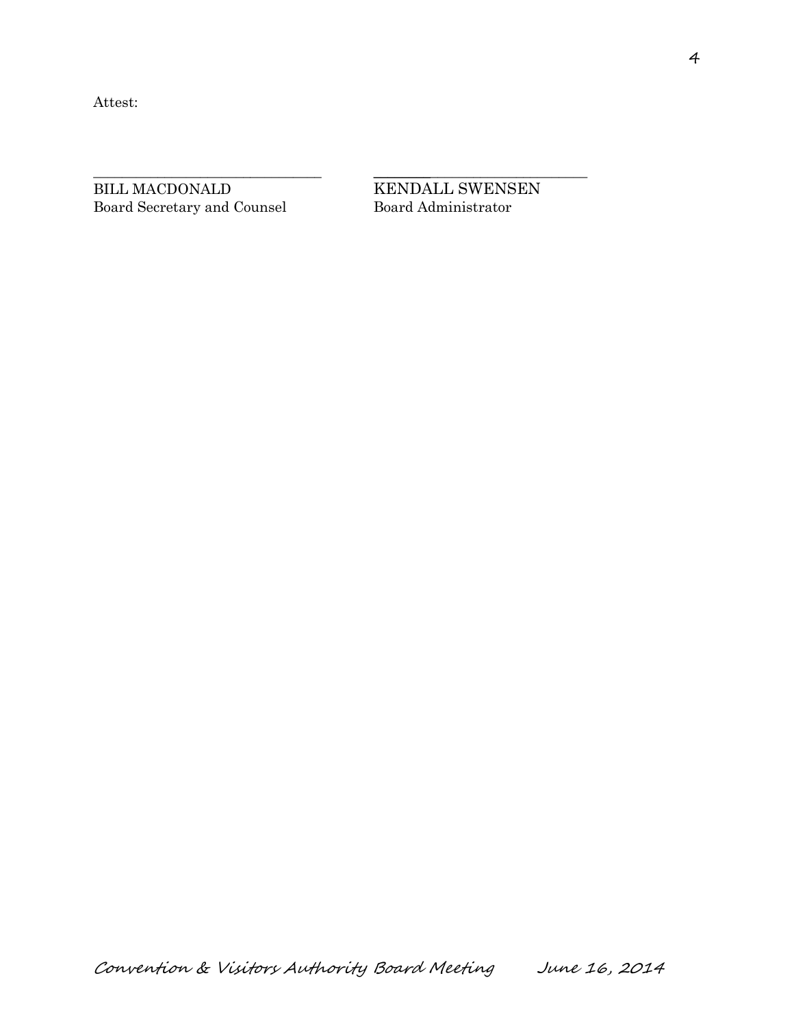Attest:

\_\_\_\_\_\_\_\_\_\_\_\_\_\_\_\_\_\_\_\_\_\_\_\_\_\_\_\_\_\_\_\_
BILL MACDONALD
Board Secretary and Counsel

\_\_\_\_\_\_\_\_\_\_\_\_\_\_\_\_\_\_\_\_\_\_\_\_\_\_\_\_\_\_\_\_
KENDALL SWENSEN
Board Administrator